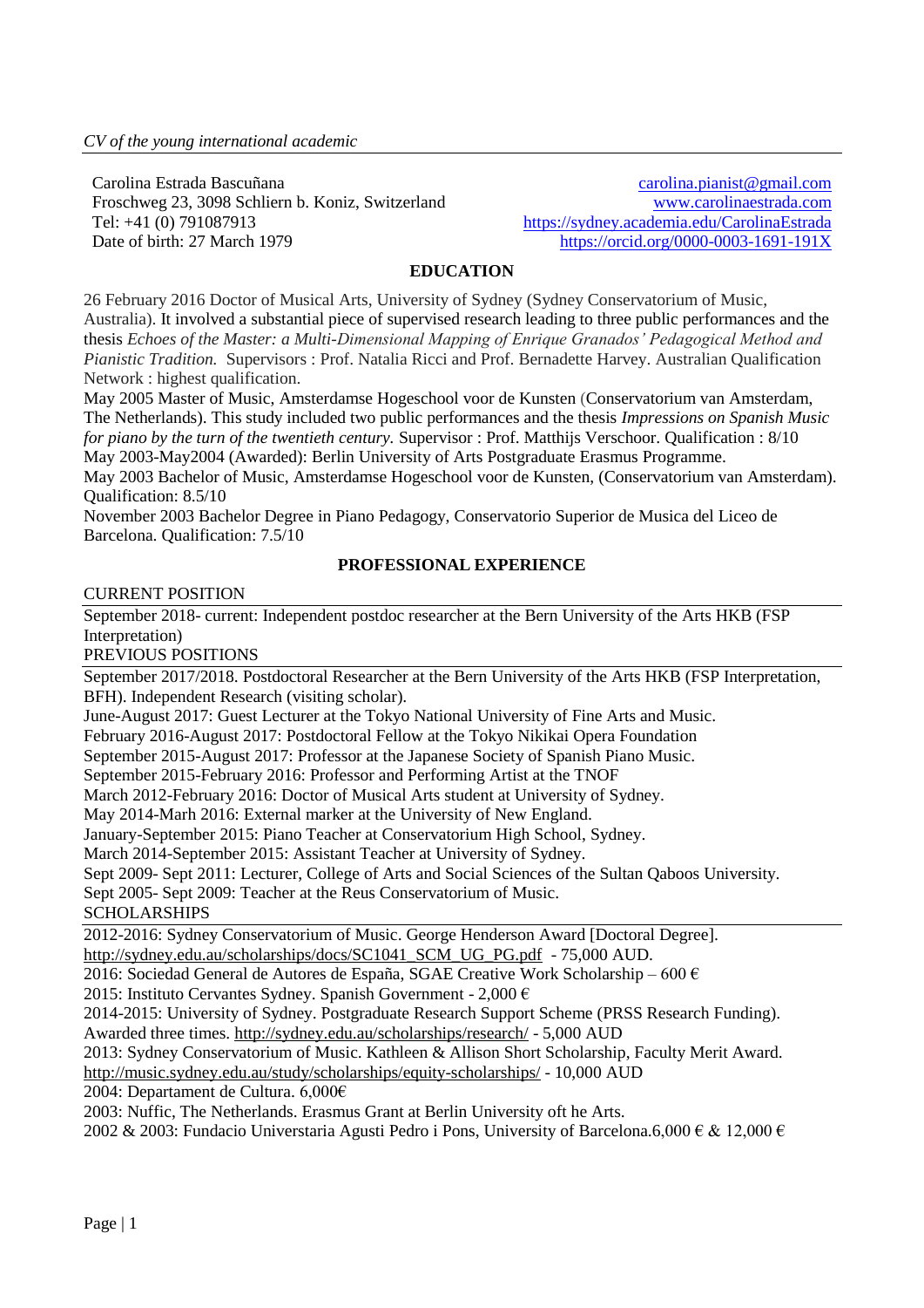*CV of the young international academic*

Carolina Estrada Bascuñana
Froschweg 23, 3098 Schliern b. Koniz, Switzerland
Tel: +41 (0) 791087913
Date of birth: 27 March 1979

carolina.pianist@gmail.com
www.carolinaestrada.com
https://sydney.academia.edu/CarolinaEstrada
https://orcid.org/0000-0003-1691-191X

## EDUCATION

26 February 2016 Doctor of Musical Arts, University of Sydney (Sydney Conservatorium of Music, Australia). It involved a substantial piece of supervised research leading to three public performances and the thesis *Echoes of the Master: a Multi-Dimensional Mapping of Enrique Granados' Pedagogical Method and Pianistic Tradition.* Supervisors : Prof. Natalia Ricci and Prof. Bernadette Harvey. Australian Qualification Network : highest qualification.

May 2005 Master of Music, Amsterdamse Hogeschool voor de Kunsten (Conservatorium van Amsterdam, The Netherlands). This study included two public performances and the thesis *Impressions on Spanish Music for piano by the turn of the twentieth century.* Supervisor : Prof. Matthijs Verschoor. Qualification : 8/10

May 2003-May2004 (Awarded): Berlin University of Arts Postgraduate Erasmus Programme.

May 2003 Bachelor of Music, Amsterdamse Hogeschool voor de Kunsten, (Conservatorium van Amsterdam). Qualification: 8.5/10

November 2003 Bachelor Degree in Piano Pedagogy, Conservatorio Superior de Musica del Liceo de Barcelona. Qualification: 7.5/10

## PROFESSIONAL EXPERIENCE

### CURRENT POSITION

September 2018- current: Independent postdoc researcher at the Bern University of the Arts HKB (FSP Interpretation)

### PREVIOUS POSITIONS

September 2017/2018. Postdoctoral Researcher at the Bern University of the Arts HKB (FSP Interpretation, BFH). Independent Research (visiting scholar).

June-August 2017: Guest Lecturer at the Tokyo National University of Fine Arts and Music.

February 2016-August 2017: Postdoctoral Fellow at the Tokyo Nikikai Opera Foundation

September 2015-August 2017: Professor at the Japanese Society of Spanish Piano Music.

September 2015-February 2016: Professor and Performing Artist at the TNOF

March 2012-February 2016: Doctor of Musical Arts student at University of Sydney.

May 2014-Marh 2016: External marker at the University of New England.

January-September 2015: Piano Teacher at Conservatorium High School, Sydney.

March 2014-September 2015: Assistant Teacher at University of Sydney.

Sept 2009- Sept 2011: Lecturer, College of Arts and Social Sciences of the Sultan Qaboos University.

Sept 2005- Sept 2009: Teacher at the Reus Conservatorium of Music.

### SCHOLARSHIPS

2012-2016: Sydney Conservatorium of Music. George Henderson Award [Doctoral Degree]. http://sydney.edu.au/scholarships/docs/SC1041_SCM_UG_PG.pdf - 75,000 AUD.

2016: Sociedad General de Autores de España, SGAE Creative Work Scholarship – 600 €

2015: Instituto Cervantes Sydney. Spanish Government - 2,000 €

2014-2015: University of Sydney. Postgraduate Research Support Scheme (PRSS Research Funding). Awarded three times. http://sydney.edu.au/scholarships/research/ - 5,000 AUD

2013: Sydney Conservatorium of Music. Kathleen & Allison Short Scholarship, Faculty Merit Award. http://music.sydney.edu.au/study/scholarships/equity-scholarships/ - 10,000 AUD

2004: Departament de Cultura. 6,000€

2003: Nuffic, The Netherlands. Erasmus Grant at Berlin University oft he Arts.

2002 & 2003: Fundacio Universtaria Agusti Pedro i Pons, University of Barcelona.6,000 € & 12,000 €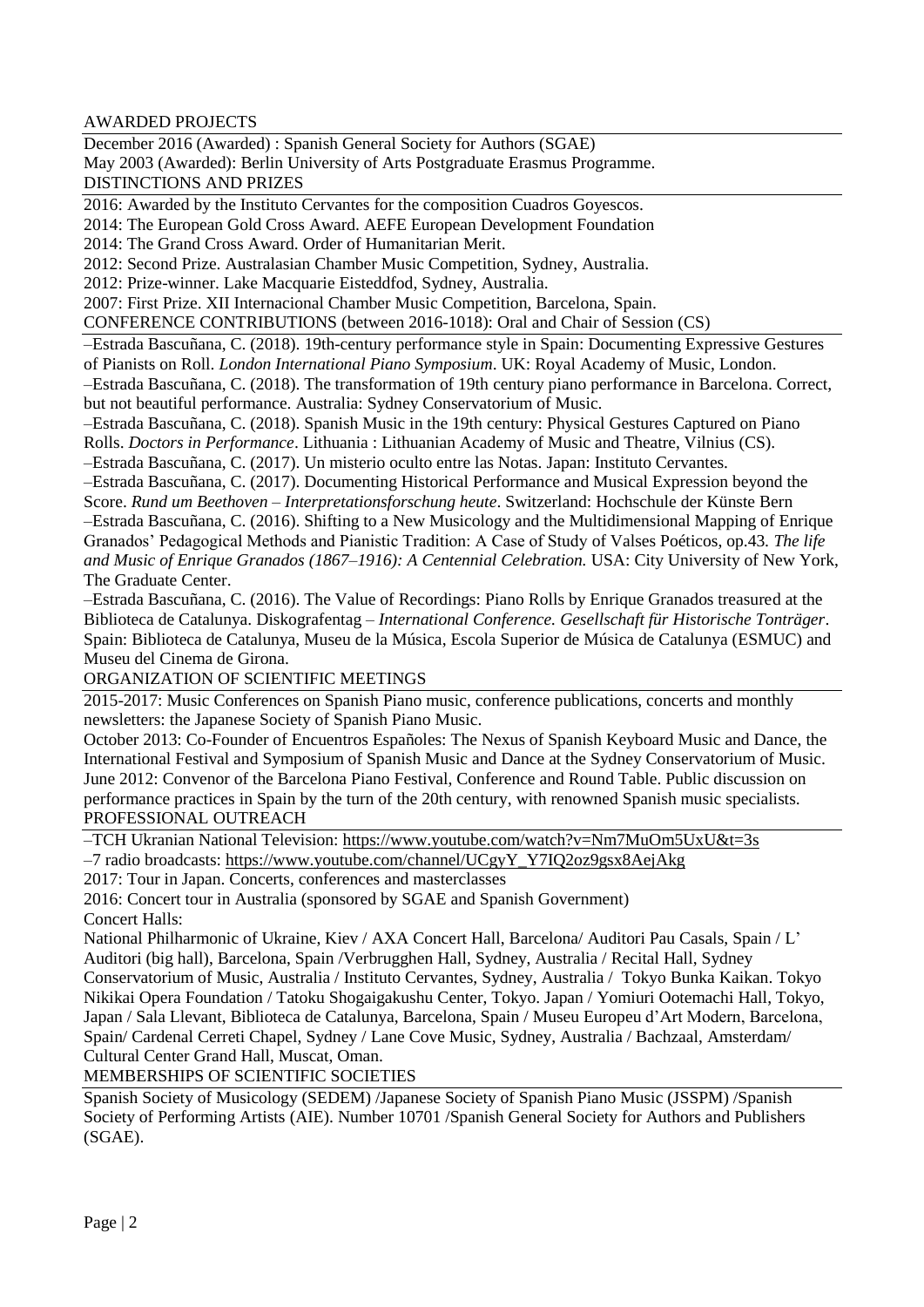## AWARDED PROJECTS

December 2016 (Awarded) : Spanish General Society for Authors (SGAE)
May 2003 (Awarded): Berlin University of Arts Postgraduate Erasmus Programme.

## DISTINCTIONS AND PRIZES

2016: Awarded by the Instituto Cervantes for the composition Cuadros Goyescos.
2014: The European Gold Cross Award. AEFE European Development Foundation
2014: The Grand Cross Award. Order of Humanitarian Merit.
2012: Second Prize. Australasian Chamber Music Competition, Sydney, Australia.
2012: Prize-winner. Lake Macquarie Eisteddfod, Sydney, Australia.
2007: First Prize. XII Internacional Chamber Music Competition, Barcelona, Spain.

## CONFERENCE CONTRIBUTIONS (between 2016-1018): Oral and Chair of Session (CS)

–Estrada Bascuñana, C. (2018). 19th-century performance style in Spain: Documenting Expressive Gestures of Pianists on Roll. *London International Piano Symposium*. UK: Royal Academy of Music, London.
–Estrada Bascuñana, C. (2018). The transformation of 19th century piano performance in Barcelona. Correct, but not beautiful performance. Australia: Sydney Conservatorium of Music.
–Estrada Bascuñana, C. (2018). Spanish Music in the 19th century: Physical Gestures Captured on Piano Rolls. *Doctors in Performance*. Lithuania : Lithuanian Academy of Music and Theatre, Vilnius (CS).
–Estrada Bascuñana, C. (2017). Un misterio oculto entre las Notas. Japan: Instituto Cervantes.
–Estrada Bascuñana, C. (2017). Documenting Historical Performance and Musical Expression beyond the Score. *Rund um Beethoven – Interpretationsforschung heute*. Switzerland: Hochschule der Künste Bern
–Estrada Bascuñana, C. (2016). Shifting to a New Musicology and the Multidimensional Mapping of Enrique Granados' Pedagogical Methods and Pianistic Tradition: A Case of Study of Valses Poéticos, op.43. *The life and Music of Enrique Granados (1867–1916): A Centennial Celebration.* USA: City University of New York, The Graduate Center.
–Estrada Bascuñana, C. (2016). The Value of Recordings: Piano Rolls by Enrique Granados treasured at the Biblioteca de Catalunya. Diskografentag – *International Conference. Gesellschaft für Historische Tonträger*. Spain: Biblioteca de Catalunya, Museu de la Música, Escola Superior de Música de Catalunya (ESMUC) and Museu del Cinema de Girona.

## ORGANIZATION OF SCIENTIFIC MEETINGS

2015-2017: Music Conferences on Spanish Piano music, conference publications, concerts and monthly newsletters: the Japanese Society of Spanish Piano Music.
October 2013: Co-Founder of Encuentros Españoles: The Nexus of Spanish Keyboard Music and Dance, the International Festival and Symposium of Spanish Music and Dance at the Sydney Conservatorium of Music.
June 2012: Convenor of the Barcelona Piano Festival, Conference and Round Table. Public discussion on performance practices in Spain by the turn of the 20th century, with renowned Spanish music specialists.

## PROFESSIONAL OUTREACH

–TCH Ukranian National Television: https://www.youtube.com/watch?v=Nm7MuOm5UxU&t=3s
–7 radio broadcasts: https://www.youtube.com/channel/UCgyY_Y7IQ2oz9gsx8AejAkg
2017: Tour in Japan. Concerts, conferences and masterclasses
2016: Concert tour in Australia (sponsored by SGAE and Spanish Government)
Concert Halls:
National Philharmonic of Ukraine, Kiev / AXA Concert Hall, Barcelona/ Auditori Pau Casals, Spain / L' Auditori (big hall), Barcelona, Spain /Verbrugghen Hall, Sydney, Australia / Recital Hall, Sydney Conservatorium of Music, Australia / Instituto Cervantes, Sydney, Australia / Tokyo Bunka Kaikan. Tokyo Nikikai Opera Foundation / Tatoku Shogaigakushu Center, Tokyo. Japan / Yomiuri Ootemachi Hall, Tokyo, Japan / Sala Llevant, Biblioteca de Catalunya, Barcelona, Spain / Museu Europeu d'Art Modern, Barcelona, Spain/ Cardenal Cerreti Chapel, Sydney / Lane Cove Music, Sydney, Australia / Bachzaal, Amsterdam/ Cultural Center Grand Hall, Muscat, Oman.

## MEMBERSHIPS OF SCIENTIFIC SOCIETIES

Spanish Society of Musicology (SEDEM) /Japanese Society of Spanish Piano Music (JSSPM) /Spanish Society of Performing Artists (AIE). Number 10701 /Spanish General Society for Authors and Publishers (SGAE).